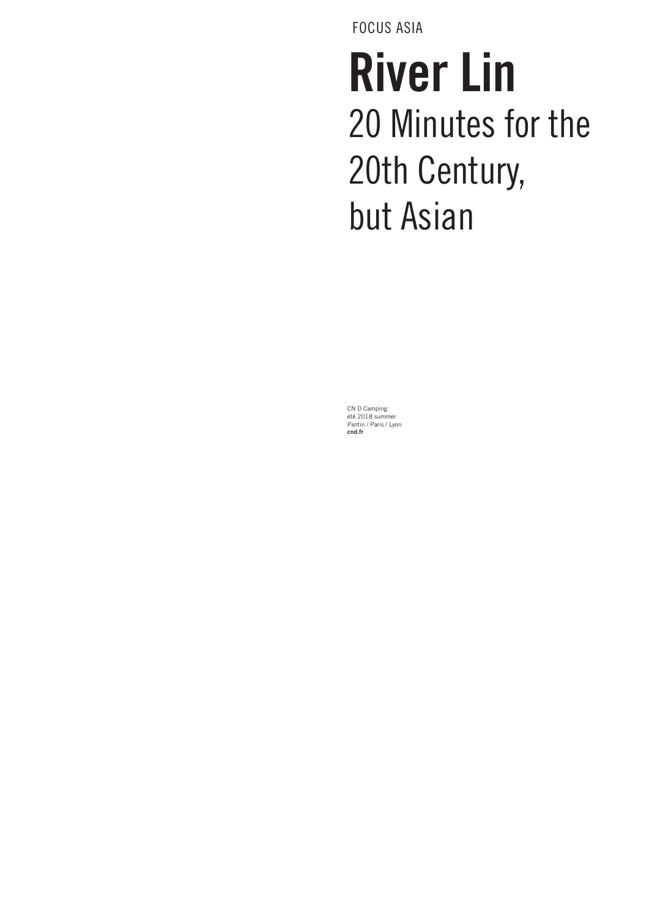FOCUS ASIA

# River Lin

## 20 Minutes for the 20th Century, but Asian

CN D Camping
été 2018 summer
Pantin / Paris / Lyon
**cnd.fr**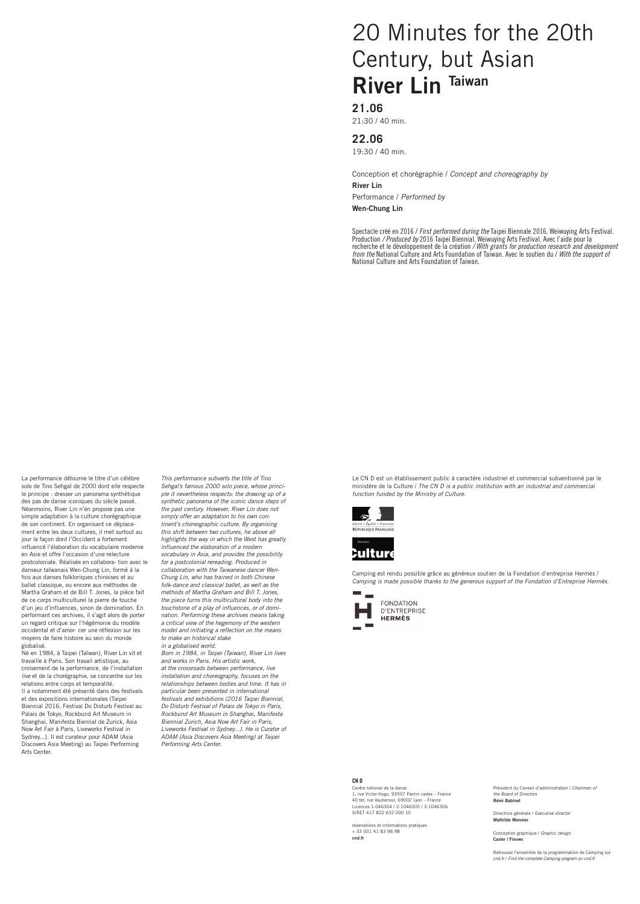# 20 Minutes for the 20th Century, but Asian

# **River Lin** Taiwan

**21.06**

21:30 / 40 min.

**22.06**

19:30 / 40 min.

Conception et chorégraphie / *Concept and choreography by*

**River Lin**

Performance / *Performed by*

**Wen-Chung Lin**

Spectacle créé en 2016 / *First performed during the* Taipei Biennale 2016, Weiwuying Arts Festival. Production */ Produced by* 2016 Taipei Biennial, Weiwuying Arts Festival. Avec l'aide pour la recherche et le développement de la création */ With grants for production research and development from the* National Culture and Arts Foundation of Taiwan. Avec le soutien du / *With the support of* National Culture and Arts Foundation of Taiwan.

La performance détourne le titre d'un célèbre solo de Tino Sehgal de 2000 dont elle respecte le principe : dresser un panorama synthétique des pas de danse iconiques du siècle passé. Néanmoins, River Lin n'en propose pas une simple adaptation à la culture chorégraphique de son continent. En organisant ce déplacement entre les deux cultures, il met surtout au jour la façon dont l'Occident a fortement influencé l'élaboration du vocabulaire moderne en Asie et offre l'occasion d'une relecture postcoloniale. Réalisée en collabora- tion avec le danseur taïwanais Wen-Chung Lin, formé à la fois aux danses folkloriques chinoises et au ballet classique, ou encore aux méthodes de Martha Graham et de Bill T. Jones, la pièce fait de ce corps multiculturel la pierre de touche d'un jeu d'influences, sinon de domination. En performant ces archives, il s'agit alors de porter un regard critique sur l'hégémonie du modèle occidental et d'amor- cer une réflexion sur les moyens de faire histoire au sein du monde globalisé.

Né en 1984, à Taipei (Taïwan), River Lin vit et travaille à Paris. Son travail artistique, au croisement de la performance, de l'installation *live* et de la chorégraphie, se concentre sur les relations entre corps et temporalité.

Il a notamment été présenté dans des festivals et des expositions internationales (Taipei Biennial 2016, Festival Do Disturb Festival au Palais de Tokyo, Rockbund Art Museum in Shanghai, Manifesta Biennal de Zurick, Asia Now Art Fair à Paris, Liveworks Festival in Sydney...). Il est curateur pour ADAM (Asia Discovers Asia Meeting) au Taipei Performing Arts Center.

*This performance subverts the title of Tino Sehgal's famous 2000 solo piece, whose principle it nevertheless respects: the drawing up of a synthetic panorama of the iconic dance steps of the past century. However, River Lin does not simply offer an adaptation to his own continent's choreographic culture. By organising this shift between two cultures, he above all highlights the way in which the West has greatly influenced the elaboration of a modern vocabulary in Asia, and provides the possibility for a postcolonial rereading. Produced in collaboration with the Taiwanese dancer Wen-Chung Lin, who has trained in both Chinese folk-dance and classical ballet, as well as the methods of Martha Graham and Bill T. Jones, the piece turns this multicultural body into the touchstone of a play of influences, or of domination. Performing these archives means taking a critical view of the hegemony of the western model and initiating a reflection on the means to make an historical stake in a globalised world.*

*Born in 1984, in Taipei (Taiwan), River Lin lives and works in Paris. His artistic work, at the crossroads between performance, live installation and choreography, focuses on the relationships between bodies and time. It has in particular been presented in international festivals and exhibitions (2016 Taipei Biennial, Do Disturb Festival of Palais de Tokyo in Paris, Rockbund Art Museum in Shanghai, Manifesta Biennial Zurich, Asia Now Art Fair in Paris, Liveworks Festival in Sydney...). He is Curator of ADAM (Asia Discovers Asia Meeting) at Taipei Performing Arts Center.*

Le CN D est un établissement public à caractère industriel et commercial subventionné par le ministère de la Culture / *The CN D is a public institution with an industrial and commercial function funded by the Ministry of Culture.*

Liberté • Égalité • Fraternité
République Française

Ministère
Culture

Camping est rendu possible grâce au généreux soutien de la Fondation d'entreprise Hermès / *Camping is made possible thanks to the generous support of the Fondation d'Entreprise Hermès.*

FONDATION D'ENTREPRISE HERMÈS

**CN D**
Centre national de la danse
1, rue Victor-Hugo, 93507 Pantin cedex – France
40 ter, rue Vaubecour, 69002 Lyon – France
Licences 1-046304 / 2-1046305 / 3-1046306
SIRET 417 822 632 000 10

réservations et informations pratiques
+ 33 (0)1 41 83 98 98
**cnd.fr**

Président du Conseil d'administration / *Chairman of the Board of Directors*
**Rémi Babinet**

Directrice générale / *Executive director*
**Mathilde Monnier**

Conception graphique / *Graphic design*
**Casier / Fieuws**

Retrouvez l'ensemble de la programmation de Camping sur cnd.fr / *Find the complete Camping program on cnd.fr*